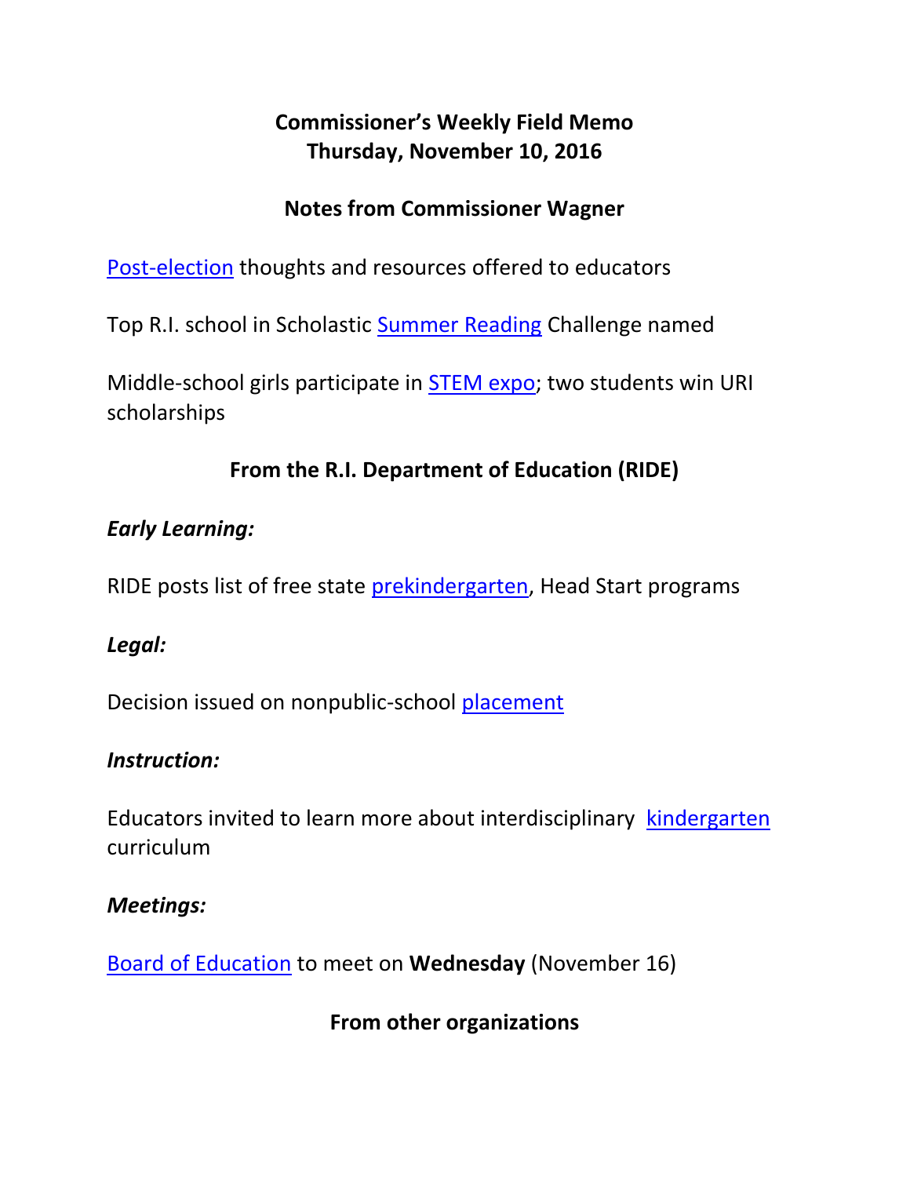# Commissioner's Weekly Field Memo
# Thursday, November 10, 2016

## Notes from Commissioner Wagner

Post-election thoughts and resources offered to educators

Top R.I. school in Scholastic Summer Reading Challenge named

Middle-school girls participate in STEM expo; two students win URI scholarships

## From the R.I. Department of Education (RIDE)

***Early Learning:***

RIDE posts list of free state prekindergarten, Head Start programs

***Legal:***

Decision issued on nonpublic-school placement

***Instruction:***

Educators invited to learn more about interdisciplinary kindergarten curriculum

***Meetings:***

Board of Education to meet on **Wednesday** (November 16)

## From other organizations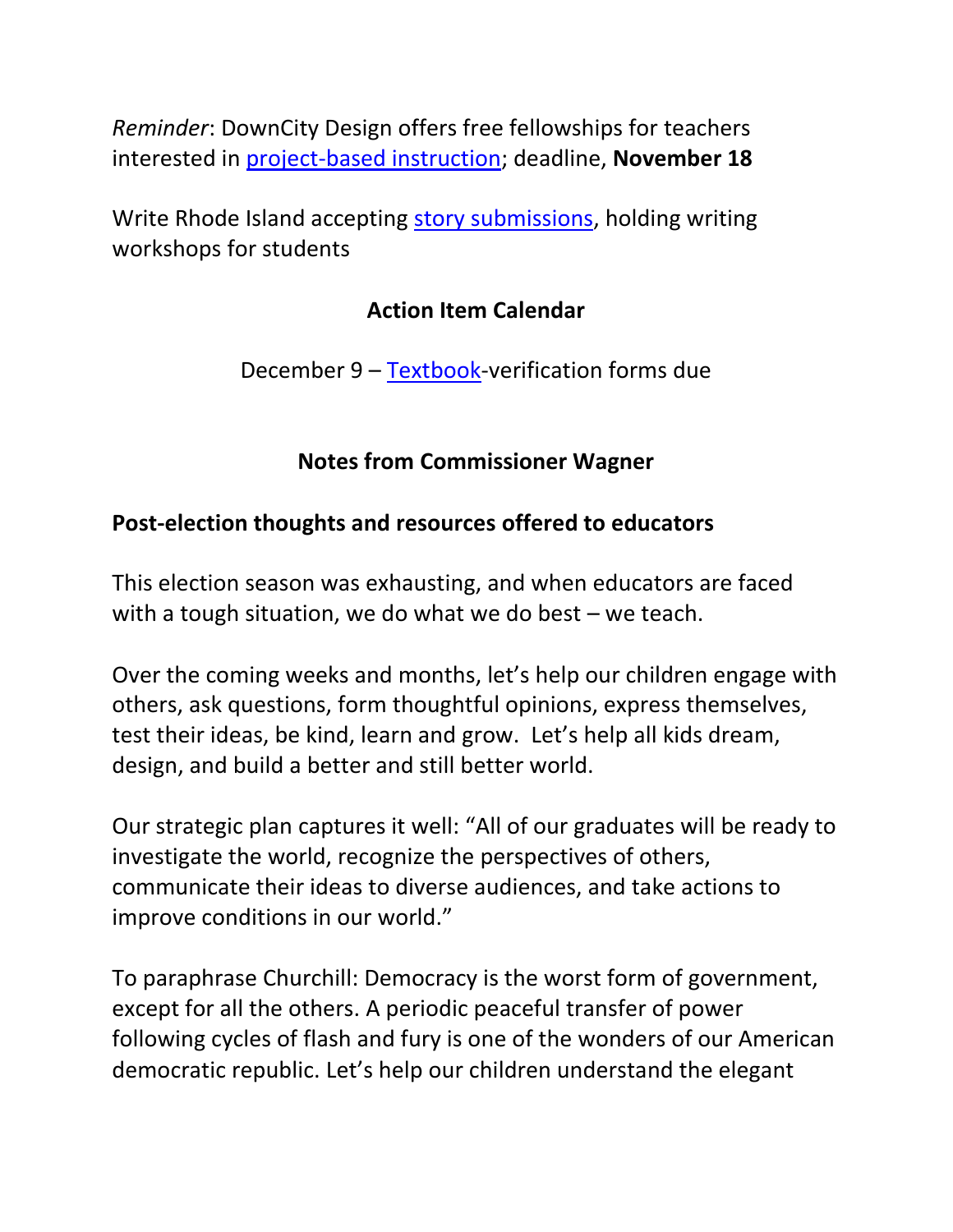*Reminder*: DownCity Design offers free fellowships for teachers interested in project-based instruction; deadline, **November 18**

Write Rhode Island accepting story submissions, holding writing workshops for students

## Action Item Calendar

December 9 – Textbook-verification forms due

## Notes from Commissioner Wagner

### Post-election thoughts and resources offered to educators

This election season was exhausting, and when educators are faced with a tough situation, we do what we do best – we teach.

Over the coming weeks and months, let's help our children engage with others, ask questions, form thoughtful opinions, express themselves, test their ideas, be kind, learn and grow. Let's help all kids dream, design, and build a better and still better world.

Our strategic plan captures it well: "All of our graduates will be ready to investigate the world, recognize the perspectives of others, communicate their ideas to diverse audiences, and take actions to improve conditions in our world."

To paraphrase Churchill: Democracy is the worst form of government, except for all the others. A periodic peaceful transfer of power following cycles of flash and fury is one of the wonders of our American democratic republic. Let's help our children understand the elegant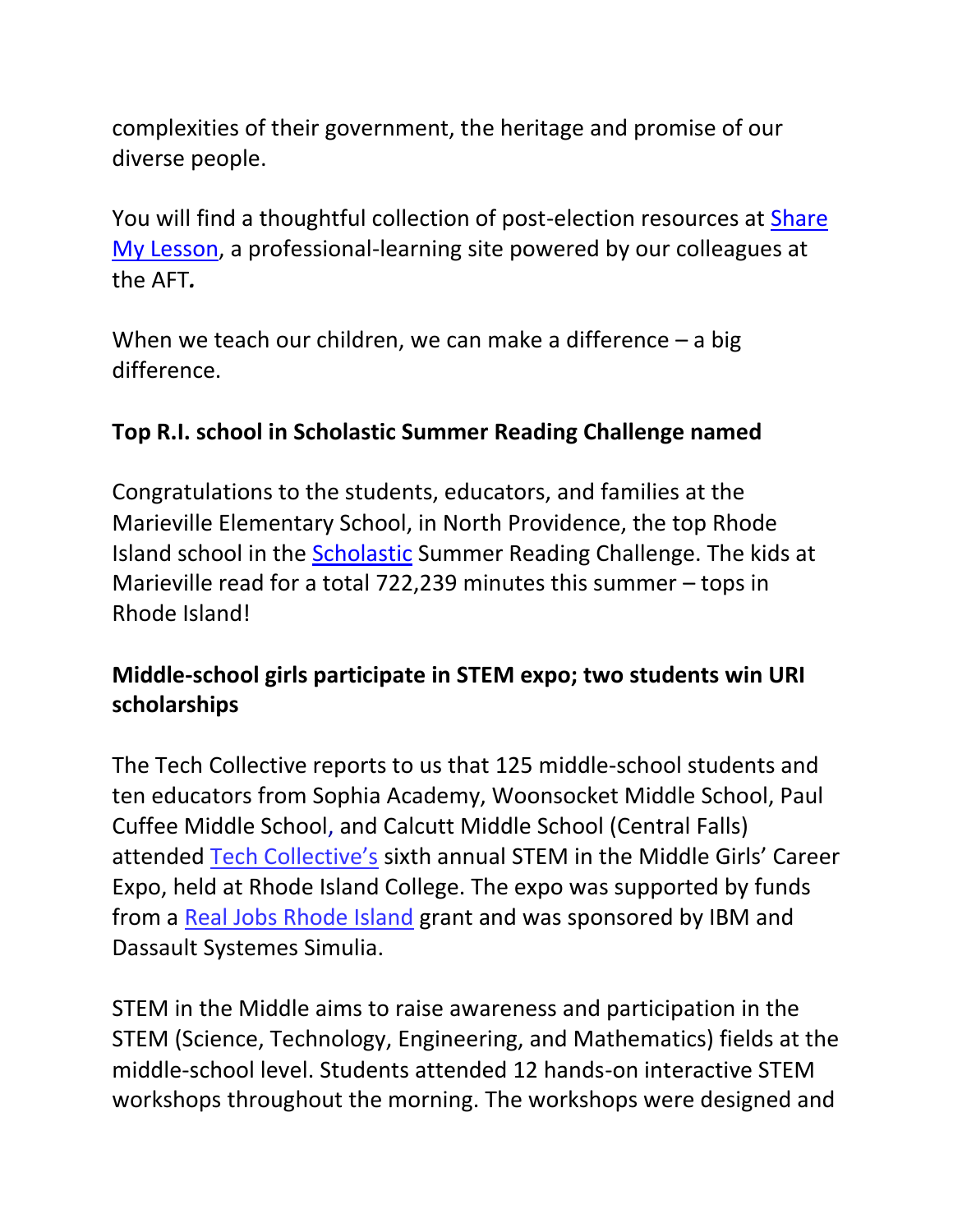complexities of their government, the heritage and promise of our diverse people.

You will find a thoughtful collection of post-election resources at Share My Lesson, a professional-learning site powered by our colleagues at the AFT*.*

When we teach our children, we can make a difference – a big difference.

**Top R.I. school in Scholastic Summer Reading Challenge named**

Congratulations to the students, educators, and families at the Marieville Elementary School, in North Providence, the top Rhode Island school in the Scholastic Summer Reading Challenge. The kids at Marieville read for a total 722,239 minutes this summer – tops in Rhode Island!

**Middle-school girls participate in STEM expo; two students win URI scholarships**

The Tech Collective reports to us that 125 middle-school students and ten educators from Sophia Academy, Woonsocket Middle School, Paul Cuffee Middle School, and Calcutt Middle School (Central Falls) attended Tech Collective's sixth annual STEM in the Middle Girls' Career Expo, held at Rhode Island College. The expo was supported by funds from a Real Jobs Rhode Island grant and was sponsored by IBM and Dassault Systemes Simulia.

STEM in the Middle aims to raise awareness and participation in the STEM (Science, Technology, Engineering, and Mathematics) fields at the middle-school level. Students attended 12 hands-on interactive STEM workshops throughout the morning. The workshops were designed and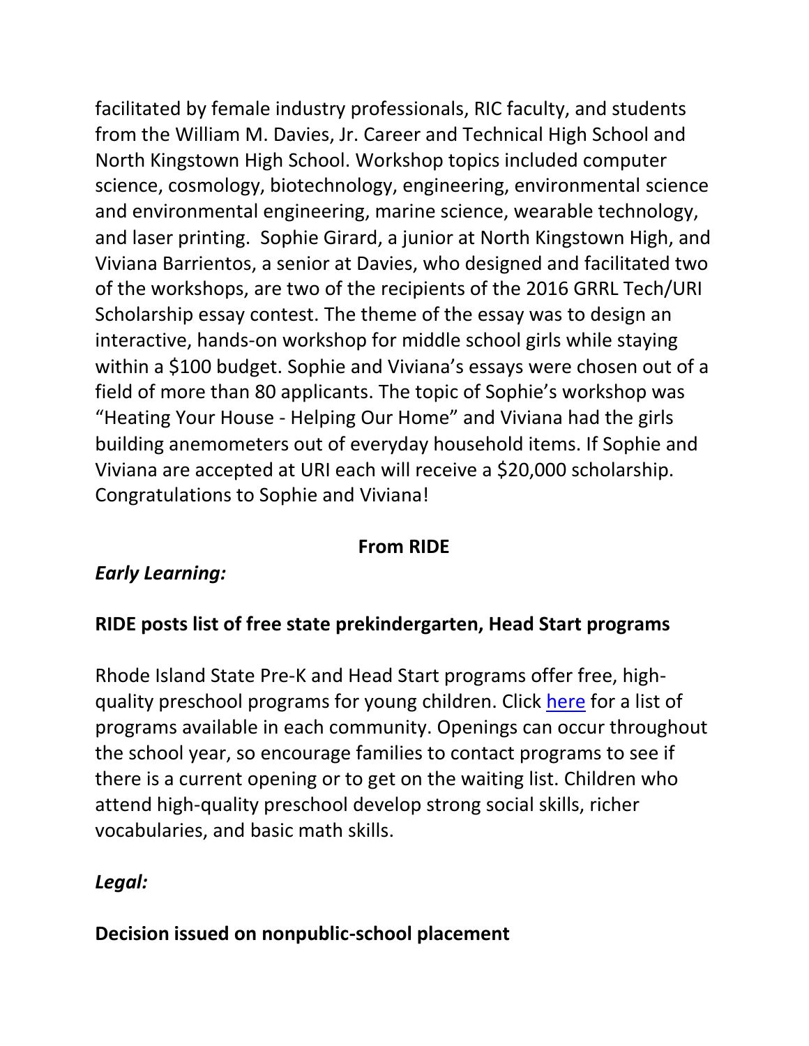facilitated by female industry professionals, RIC faculty, and students from the William M. Davies, Jr. Career and Technical High School and North Kingstown High School. Workshop topics included computer science, cosmology, biotechnology, engineering, environmental science and environmental engineering, marine science, wearable technology, and laser printing. Sophie Girard, a junior at North Kingstown High, and Viviana Barrientos, a senior at Davies, who designed and facilitated two of the workshops, are two of the recipients of the 2016 GRRL Tech/URI Scholarship essay contest. The theme of the essay was to design an interactive, hands-on workshop for middle school girls while staying within a $100 budget. Sophie and Viviana's essays were chosen out of a field of more than 80 applicants. The topic of Sophie's workshop was "Heating Your House - Helping Our Home" and Viviana had the girls building anemometers out of everyday household items. If Sophie and Viviana are accepted at URI each will receive a $20,000 scholarship. Congratulations to Sophie and Viviana!

**From RIDE**

***Early Learning:***

**RIDE posts list of free state prekindergarten, Head Start programs**

Rhode Island State Pre-K and Head Start programs offer free, high-quality preschool programs for young children. Click [here]() for a list of programs available in each community. Openings can occur throughout the school year, so encourage families to contact programs to see if there is a current opening or to get on the waiting list. Children who attend high-quality preschool develop strong social skills, richer vocabularies, and basic math skills.

***Legal:***

**Decision issued on nonpublic-school placement**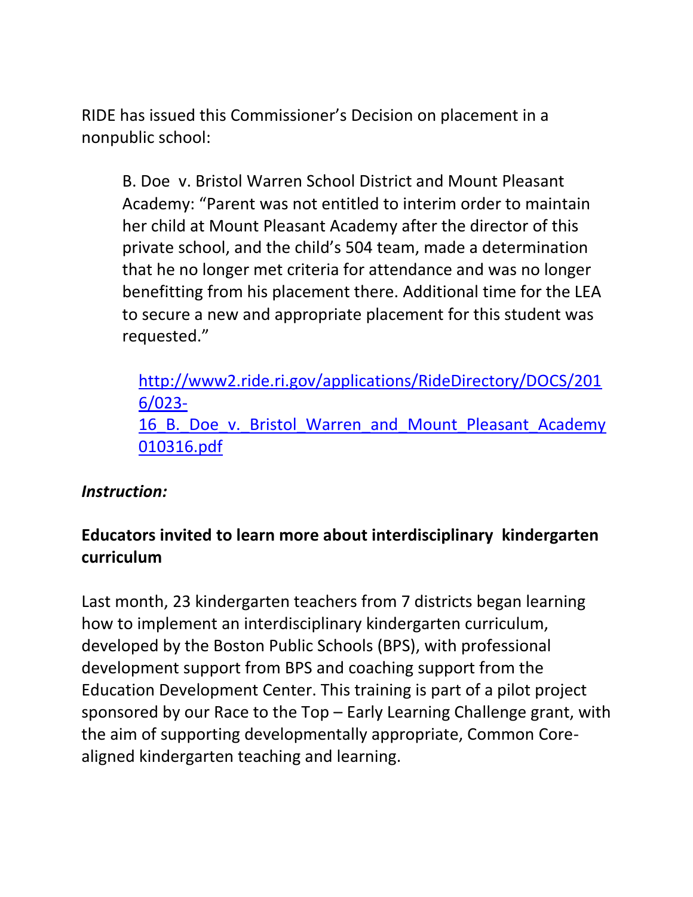RIDE has issued this Commissioner's Decision on placement in a nonpublic school:

> B. Doe v. Bristol Warren School District and Mount Pleasant Academy: "Parent was not entitled to interim order to maintain her child at Mount Pleasant Academy after the director of this private school, and the child's 504 team, made a determination that he no longer met criteria for attendance and was no longer benefitting from his placement there. Additional time for the LEA to secure a new and appropriate placement for this student was requested."
>
> http://www2.ride.ri.gov/applications/RideDirectory/DOCS/2016/023-16_B._Doe_v._Bristol_Warren_and_Mount_Pleasant_Academy010316.pdf

***Instruction:***

**Educators invited to learn more about interdisciplinary kindergarten curriculum**

Last month, 23 kindergarten teachers from 7 districts began learning how to implement an interdisciplinary kindergarten curriculum, developed by the Boston Public Schools (BPS), with professional development support from BPS and coaching support from the Education Development Center. This training is part of a pilot project sponsored by our Race to the Top – Early Learning Challenge grant, with the aim of supporting developmentally appropriate, Common Core-aligned kindergarten teaching and learning.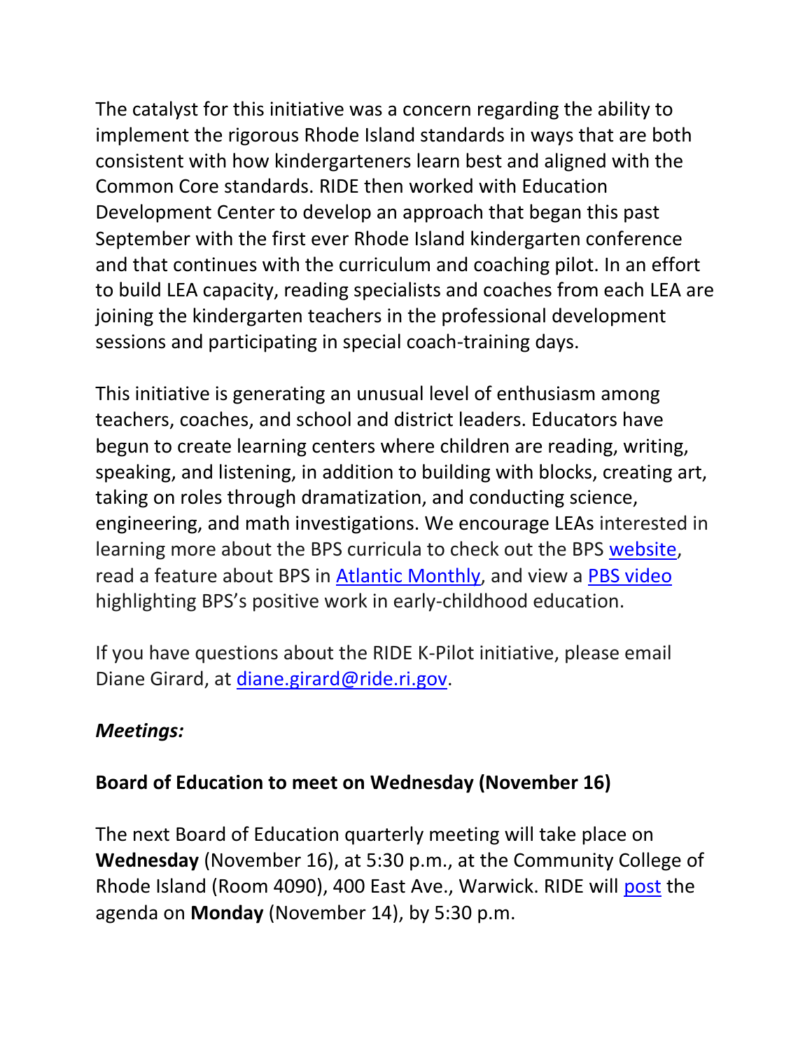The catalyst for this initiative was a concern regarding the ability to implement the rigorous Rhode Island standards in ways that are both consistent with how kindergarteners learn best and aligned with the Common Core standards. RIDE then worked with Education Development Center to develop an approach that began this past September with the first ever Rhode Island kindergarten conference and that continues with the curriculum and coaching pilot. In an effort to build LEA capacity, reading specialists and coaches from each LEA are joining the kindergarten teachers in the professional development sessions and participating in special coach-training days.

This initiative is generating an unusual level of enthusiasm among teachers, coaches, and school and district leaders. Educators have begun to create learning centers where children are reading, writing, speaking, and listening, in addition to building with blocks, creating art, taking on roles through dramatization, and conducting science, engineering, and math investigations. We encourage LEAs interested in learning more about the BPS curricula to check out the BPS website, read a feature about BPS in Atlantic Monthly, and view a PBS video highlighting BPS's positive work in early-childhood education.

If you have questions about the RIDE K-Pilot initiative, please email Diane Girard, at diane.girard@ride.ri.gov.

***Meetings:***

**Board of Education to meet on Wednesday (November 16)**

The next Board of Education quarterly meeting will take place on **Wednesday** (November 16), at 5:30 p.m., at the Community College of Rhode Island (Room 4090), 400 East Ave., Warwick. RIDE will post the agenda on **Monday** (November 14), by 5:30 p.m.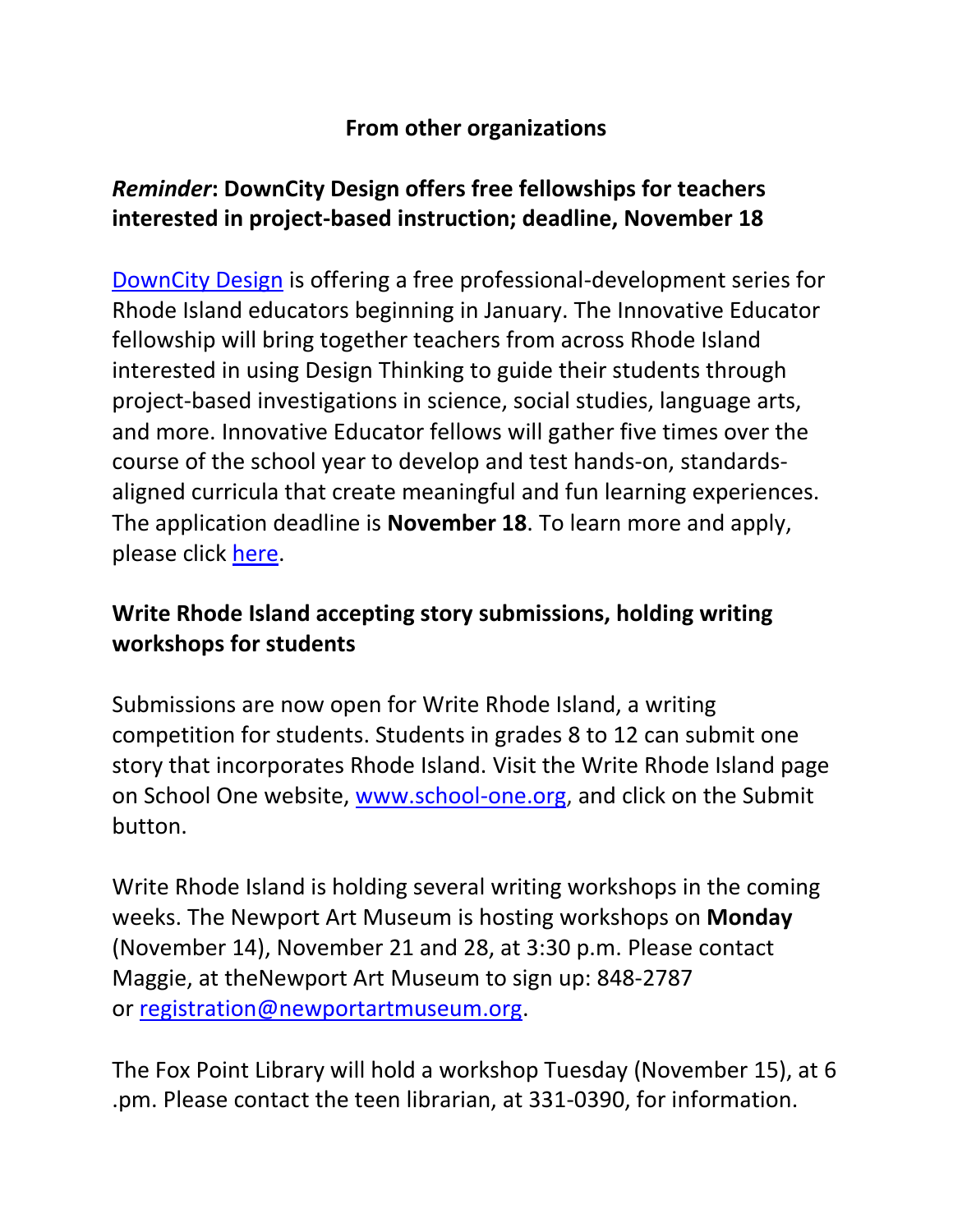## From other organizations

### *Reminder*: DownCity Design offers free fellowships for teachers interested in project-based instruction; deadline, November 18

DownCity Design is offering a free professional-development series for Rhode Island educators beginning in January. The Innovative Educator fellowship will bring together teachers from across Rhode Island interested in using Design Thinking to guide their students through project-based investigations in science, social studies, language arts, and more. Innovative Educator fellows will gather five times over the course of the school year to develop and test hands-on, standards-aligned curricula that create meaningful and fun learning experiences. The application deadline is **November 18**. To learn more and apply, please click here.

### Write Rhode Island accepting story submissions, holding writing workshops for students

Submissions are now open for Write Rhode Island, a writing competition for students. Students in grades 8 to 12 can submit one story that incorporates Rhode Island. Visit the Write Rhode Island page on School One website, www.school-one.org, and click on the Submit button.

Write Rhode Island is holding several writing workshops in the coming weeks. The Newport Art Museum is hosting workshops on **Monday** (November 14), November 21 and 28, at 3:30 p.m. Please contact Maggie, at theNewport Art Museum to sign up: 848-2787 or registration@newportartmuseum.org.

The Fox Point Library will hold a workshop Tuesday (November 15), at 6 .pm. Please contact the teen librarian, at 331-0390, for information.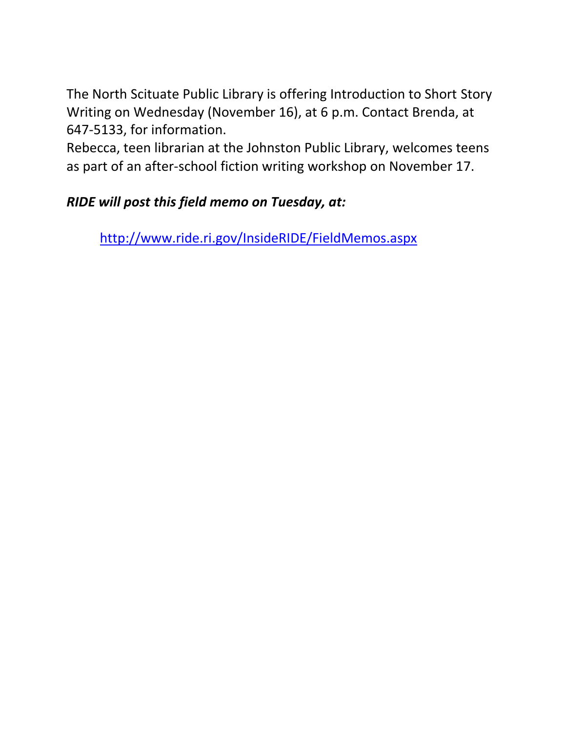The North Scituate Public Library is offering Introduction to Short Story Writing on Wednesday (November 16), at 6 p.m. Contact Brenda, at 647-5133, for information.
Rebecca, teen librarian at the Johnston Public Library, welcomes teens as part of an after-school fiction writing workshop on November 17.

***RIDE will post this field memo on Tuesday, at:***

http://www.ride.ri.gov/InsideRIDE/FieldMemos.aspx